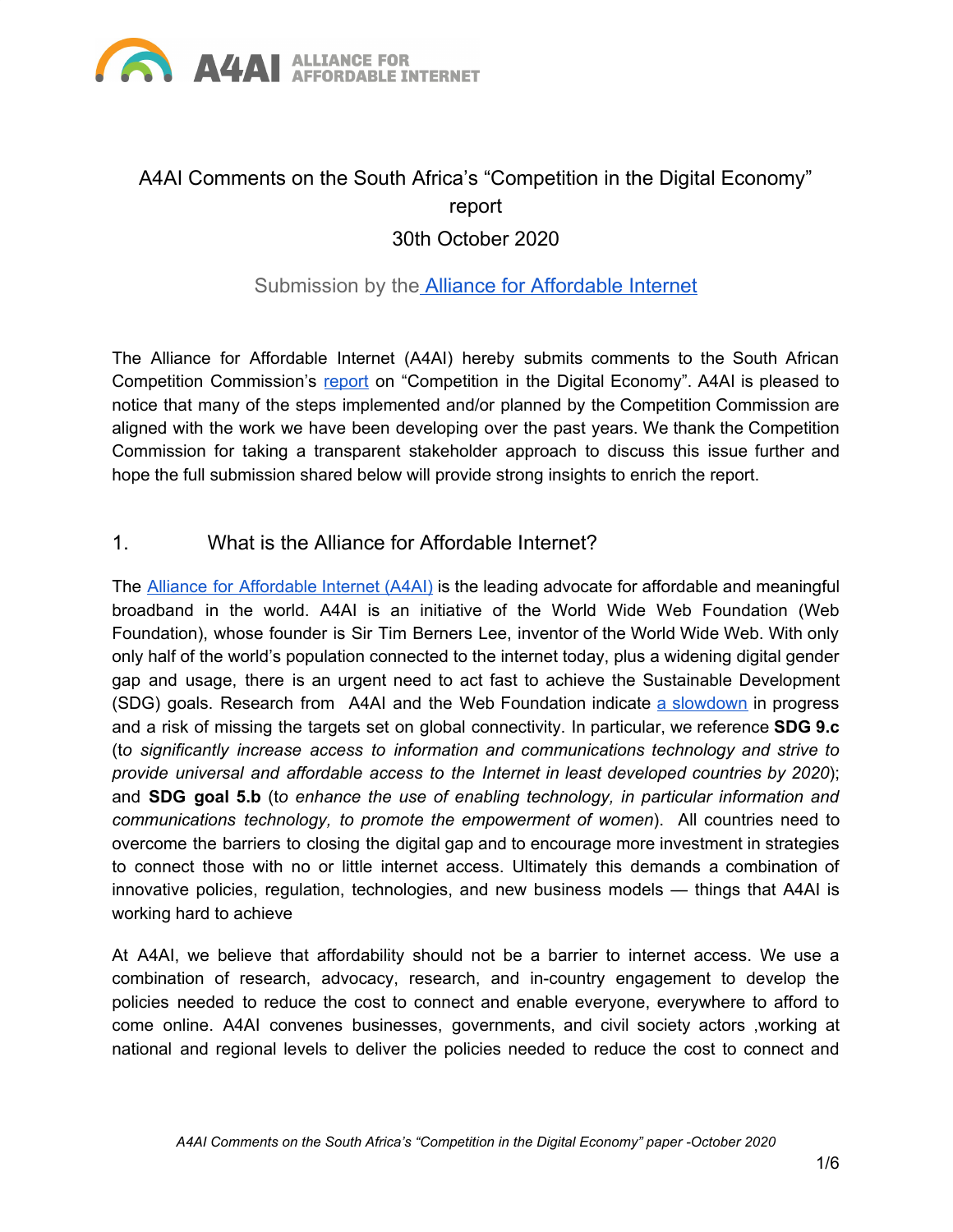# A4AI Comments on the South Africa's "Competition in the Digital Economy" report

30th October 2020

Submission by the [Alliance for Affordable Internet](#)

The Alliance for Affordable Internet (A4AI) hereby submits comments to the South African Competition Commission's [report](#) on "Competition in the Digital Economy". A4AI is pleased to notice that many of the steps implemented and/or planned by the Competition Commission are aligned with the work we have been developing over the past years. We thank the Competition Commission for taking a transparent stakeholder approach to discuss this issue further and hope the full submission shared below will provide strong insights to enrich the report.

## 1. What is the Alliance for Affordable Internet?

The [Alliance for Affordable Internet (A4AI)](#) is the leading advocate for affordable and meaningful broadband in the world. A4AI is an initiative of the World Wide Web Foundation (Web Foundation), whose founder is Sir Tim Berners Lee, inventor of the World Wide Web. With only only half of the world's population connected to the internet today, plus a widening digital gender gap and usage, there is an urgent need to act fast to achieve the Sustainable Development (SDG) goals. Research from A4AI and the Web Foundation indicate [a slowdown](#) in progress and a risk of missing the targets set on global connectivity. In particular, we reference **SDG 9.c** (t*o significantly increase access to information and communications technology and strive to provide universal and affordable access to the Internet in least developed countries by 2020*); and **SDG goal 5.b** (t*o enhance the use of enabling technology, in particular information and communications technology, to promote the empowerment of women*). All countries need to overcome the barriers to closing the digital gap and to encourage more investment in strategies to connect those with no or little internet access. Ultimately this demands a combination of innovative policies, regulation, technologies, and new business models — things that A4AI is working hard to achieve

At A4AI, we believe that affordability should not be a barrier to internet access. We use a combination of research, advocacy, research, and in-country engagement to develop the policies needed to reduce the cost to connect and enable everyone, everywhere to afford to come online. A4AI convenes businesses, governments, and civil society actors ,working at national and regional levels to deliver the policies needed to reduce the cost to connect and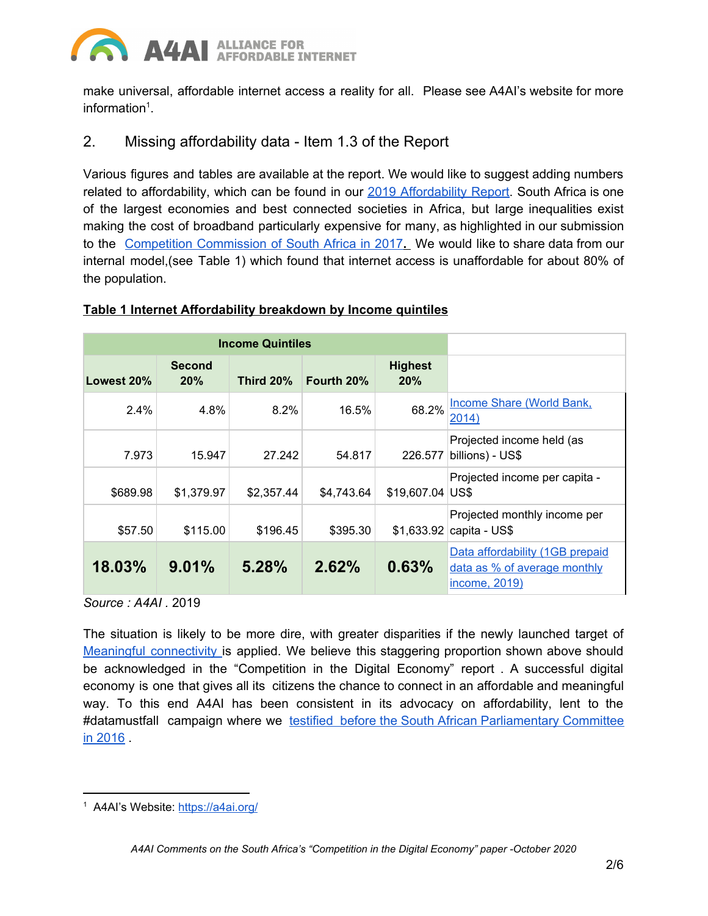make universal, affordable internet access a reality for all. Please see A4AI's website for more information[1].

## 2. Missing affordability data - Item 1.3 of the Report

Various figures and tables are available at the report. We would like to suggest adding numbers related to affordability, which can be found in our 2019 Affordability Report. South Africa is one of the largest economies and best connected societies in Africa, but large inequalities exist making the cost of broadband particularly expensive for many, as highlighted in our submission to the Competition Commission of South Africa in 2017. We would like to share data from our internal model,(see Table 1) which found that internet access is unaffordable for about 80% of the population.

**Table 1 Internet Affordability breakdown by Income quintiles**

| Income Quintiles | | | | | |
|---|---|---|---|---|---|
| **Lowest 20%** | **Second 20%** | **Third 20%** | **Fourth 20%** | **Highest 20%** | |
| 2.4% | 4.8% | 8.2% | 16.5% | 68.2% | Income Share (World Bank, 2014) |
| 7.973 | 15.947 | 27.242 | 54.817 | 226.577 | Projected income held (as billions) - US$ |
| $689.98 | $1,379.97 | $2,357.44 | $4,743.64 | $19,607.04 | Projected income per capita - US$ |
| $57.50 | $115.00 | $196.45 | $395.30 | $1,633.92 | Projected monthly income per capita - US$ |
| **18.03%** | **9.01%** | **5.28%** | **2.62%** | **0.63%** | Data affordability (1GB prepaid data as % of average monthly income, 2019) |

*Source : A4AI* . 2019

The situation is likely to be more dire, with greater disparities if the newly launched target of Meaningful connectivity is applied. We believe this staggering proportion shown above should be acknowledged in the "Competition in the Digital Economy" report . A successful digital economy is one that gives all its citizens the chance to connect in an affordable and meaningful way. To this end A4AI has been consistent in its advocacy on affordability, lent to the #datamustfall campaign where we testified before the South African Parliamentary Committee in 2016 .

[1] A4AI's Website: https://a4ai.org/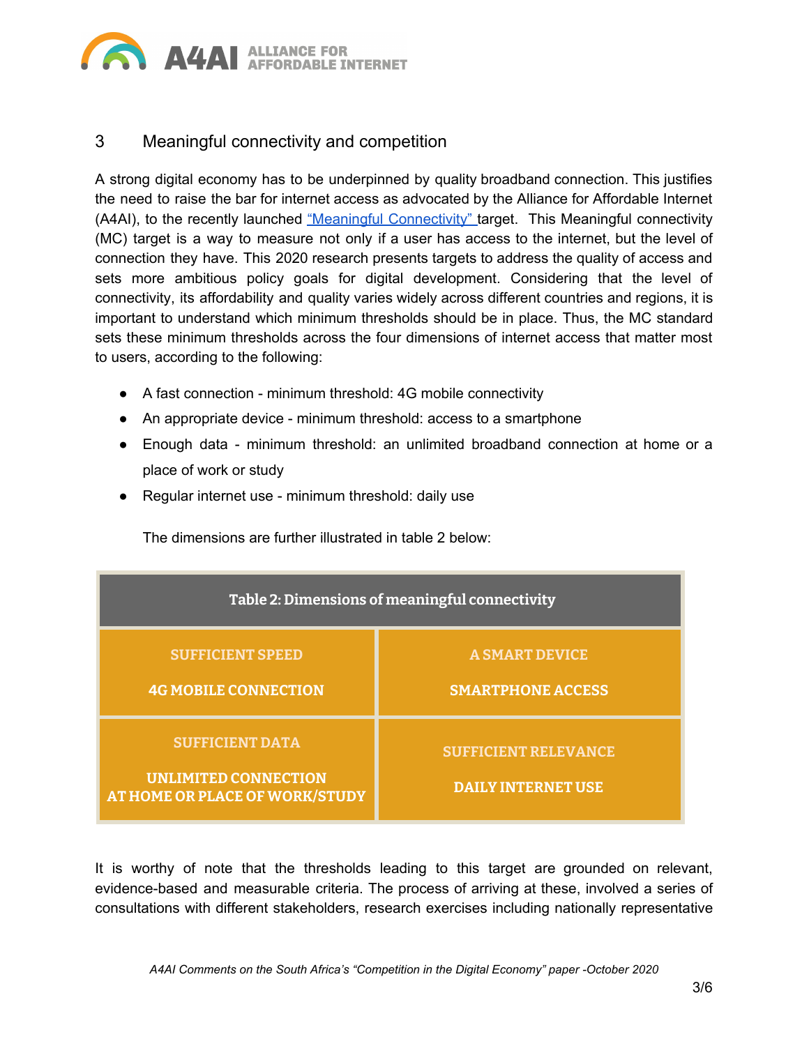## 3 Meaningful connectivity and competition

A strong digital economy has to be underpinned by quality broadband connection. This justifies the need to raise the bar for internet access as advocated by the Alliance for Affordable Internet (A4AI), to the recently launched "Meaningful Connectivity" target. This Meaningful connectivity (MC) target is a way to measure not only if a user has access to the internet, but the level of connection they have. This 2020 research presents targets to address the quality of access and sets more ambitious policy goals for digital development. Considering that the level of connectivity, its affordability and quality varies widely across different countries and regions, it is important to understand which minimum thresholds should be in place. Thus, the MC standard sets these minimum thresholds across the four dimensions of internet access that matter most to users, according to the following:

- A fast connection - minimum threshold: 4G mobile connectivity
- An appropriate device - minimum threshold: access to a smartphone
- Enough data - minimum threshold: an unlimited broadband connection at home or a place of work or study
- Regular internet use - minimum threshold: daily use

The dimensions are further illustrated in table 2 below:

| Table 2: Dimensions of meaningful connectivity | |
|---|---|
| SUFFICIENT SPEED<br>4G MOBILE CONNECTION | A SMART DEVICE<br>SMARTPHONE ACCESS |
| SUFFICIENT DATA<br>UNLIMITED CONNECTION AT HOME OR PLACE OF WORK/STUDY | SUFFICIENT RELEVANCE<br>DAILY INTERNET USE |

It is worthy of note that the thresholds leading to this target are grounded on relevant, evidence-based and measurable criteria. The process of arriving at these, involved a series of consultations with different stakeholders, research exercises including nationally representative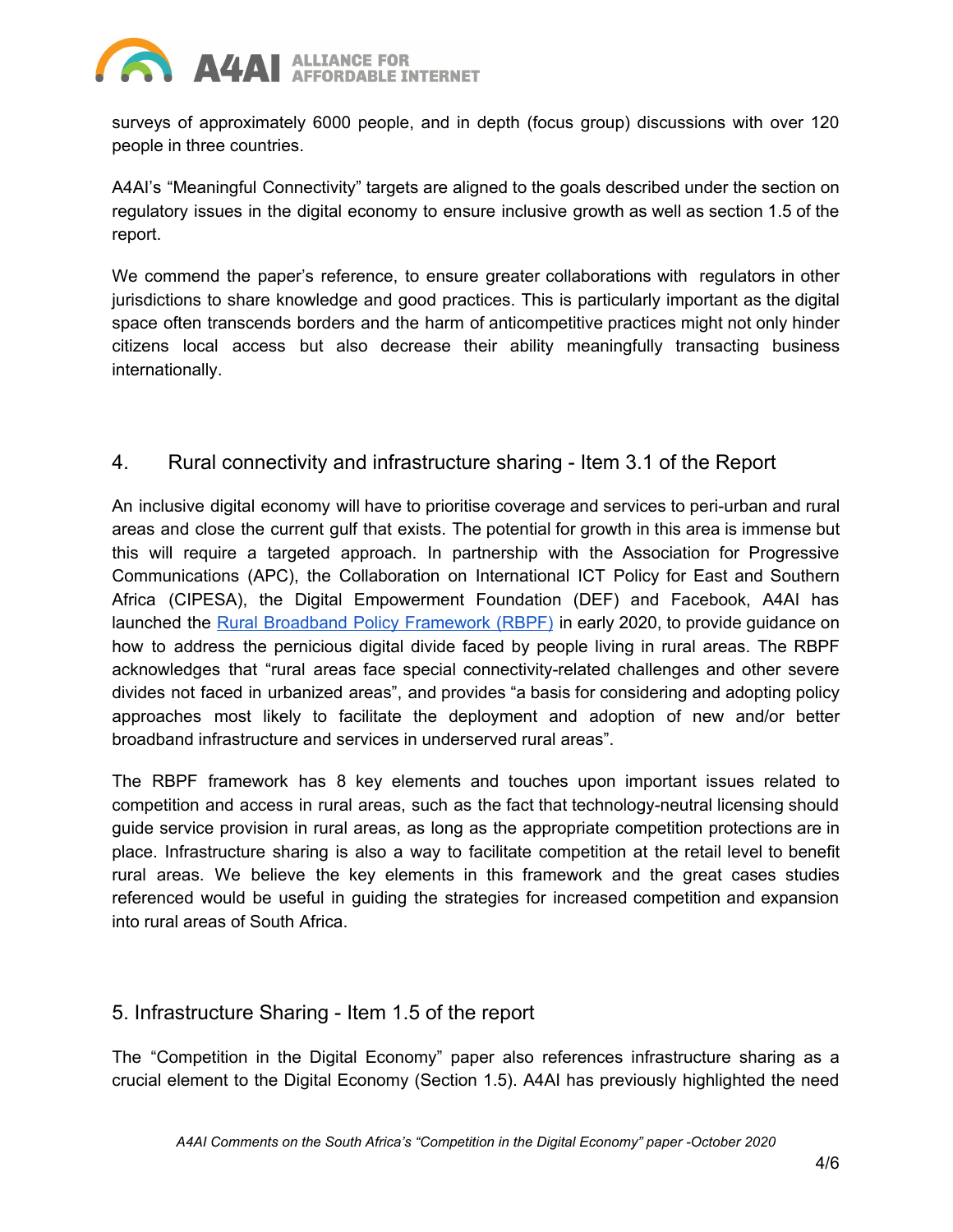surveys of approximately 6000 people, and in depth (focus group) discussions with over 120 people in three countries.

A4AI's "Meaningful Connectivity" targets are aligned to the goals described under the section on regulatory issues in the digital economy to ensure inclusive growth as well as section 1.5 of the report.

We commend the paper's reference, to ensure greater collaborations with regulators in other jurisdictions to share knowledge and good practices. This is particularly important as the digital space often transcends borders and the harm of anticompetitive practices might not only hinder citizens local access but also decrease their ability meaningfully transacting business internationally.

## 4. Rural connectivity and infrastructure sharing - Item 3.1 of the Report

An inclusive digital economy will have to prioritise coverage and services to peri-urban and rural areas and close the current gulf that exists. The potential for growth in this area is immense but this will require a targeted approach. In partnership with the Association for Progressive Communications (APC), the Collaboration on International ICT Policy for East and Southern Africa (CIPESA), the Digital Empowerment Foundation (DEF) and Facebook, A4AI has launched the [Rural Broadband Policy Framework (RBPF)] in early 2020, to provide guidance on how to address the pernicious digital divide faced by people living in rural areas. The RBPF acknowledges that "rural areas face special connectivity-related challenges and other severe divides not faced in urbanized areas", and provides "a basis for considering and adopting policy approaches most likely to facilitate the deployment and adoption of new and/or better broadband infrastructure and services in underserved rural areas".

The RBPF framework has 8 key elements and touches upon important issues related to competition and access in rural areas, such as the fact that technology-neutral licensing should guide service provision in rural areas, as long as the appropriate competition protections are in place. Infrastructure sharing is also a way to facilitate competition at the retail level to benefit rural areas. We believe the key elements in this framework and the great cases studies referenced would be useful in guiding the strategies for increased competition and expansion into rural areas of South Africa.

## 5. Infrastructure Sharing - Item 1.5 of the report

The "Competition in the Digital Economy" paper also references infrastructure sharing as a crucial element to the Digital Economy (Section 1.5). A4AI has previously highlighted the need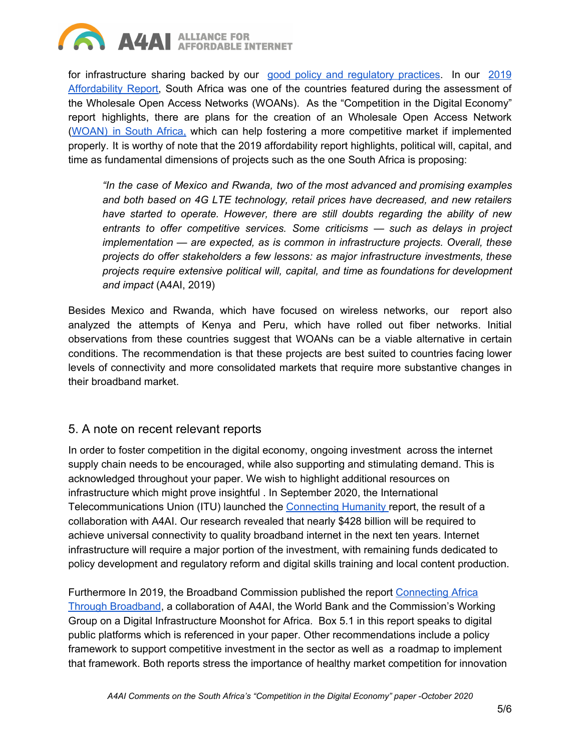for infrastructure sharing backed by our [good policy and regulatory practices](). In our [2019 Affordability Report](), South Africa was one of the countries featured during the assessment of the Wholesale Open Access Networks (WOANs). As the "Competition in the Digital Economy" report highlights, there are plans for the creation of an Wholesale Open Access Network ([WOAN) in South Africa,]() which can help fostering a more competitive market if implemented properly. It is worthy of note that the 2019 affordability report highlights, political will, capital, and time as fundamental dimensions of projects such as the one South Africa is proposing:

> *"In the case of Mexico and Rwanda, two of the most advanced and promising examples and both based on 4G LTE technology, retail prices have decreased, and new retailers have started to operate. However, there are still doubts regarding the ability of new entrants to offer competitive services. Some criticisms — such as delays in project implementation — are expected, as is common in infrastructure projects. Overall, these projects do offer stakeholders a few lessons: as major infrastructure investments, these projects require extensive political will, capital, and time as foundations for development and impact* (A4AI, 2019)

Besides Mexico and Rwanda, which have focused on wireless networks, our report also analyzed the attempts of Kenya and Peru, which have rolled out fiber networks. Initial observations from these countries suggest that WOANs can be a viable alternative in certain conditions. The recommendation is that these projects are best suited to countries facing lower levels of connectivity and more consolidated markets that require more substantive changes in their broadband market.

## 5. A note on recent relevant reports

In order to foster competition in the digital economy, ongoing investment across the internet supply chain needs to be encouraged, while also supporting and stimulating demand. This is acknowledged throughout your paper. We wish to highlight additional resources on infrastructure which might prove insightful . In September 2020, the International Telecommunications Union (ITU) launched the [Connecting Humanity ]()report, the result of a collaboration with A4AI. Our research revealed that nearly $428 billion will be required to achieve universal connectivity to quality broadband internet in the next ten years. Internet infrastructure will require a major portion of the investment, with remaining funds dedicated to policy development and regulatory reform and digital skills training and local content production.

Furthermore In 2019, the Broadband Commission published the report [Connecting Africa Through Broadband](), a collaboration of A4AI, the World Bank and the Commission's Working Group on a Digital Infrastructure Moonshot for Africa. Box 5.1 in this report speaks to digital public platforms which is referenced in your paper. Other recommendations include a policy framework to support competitive investment in the sector as well as a roadmap to implement that framework. Both reports stress the importance of healthy market competition for innovation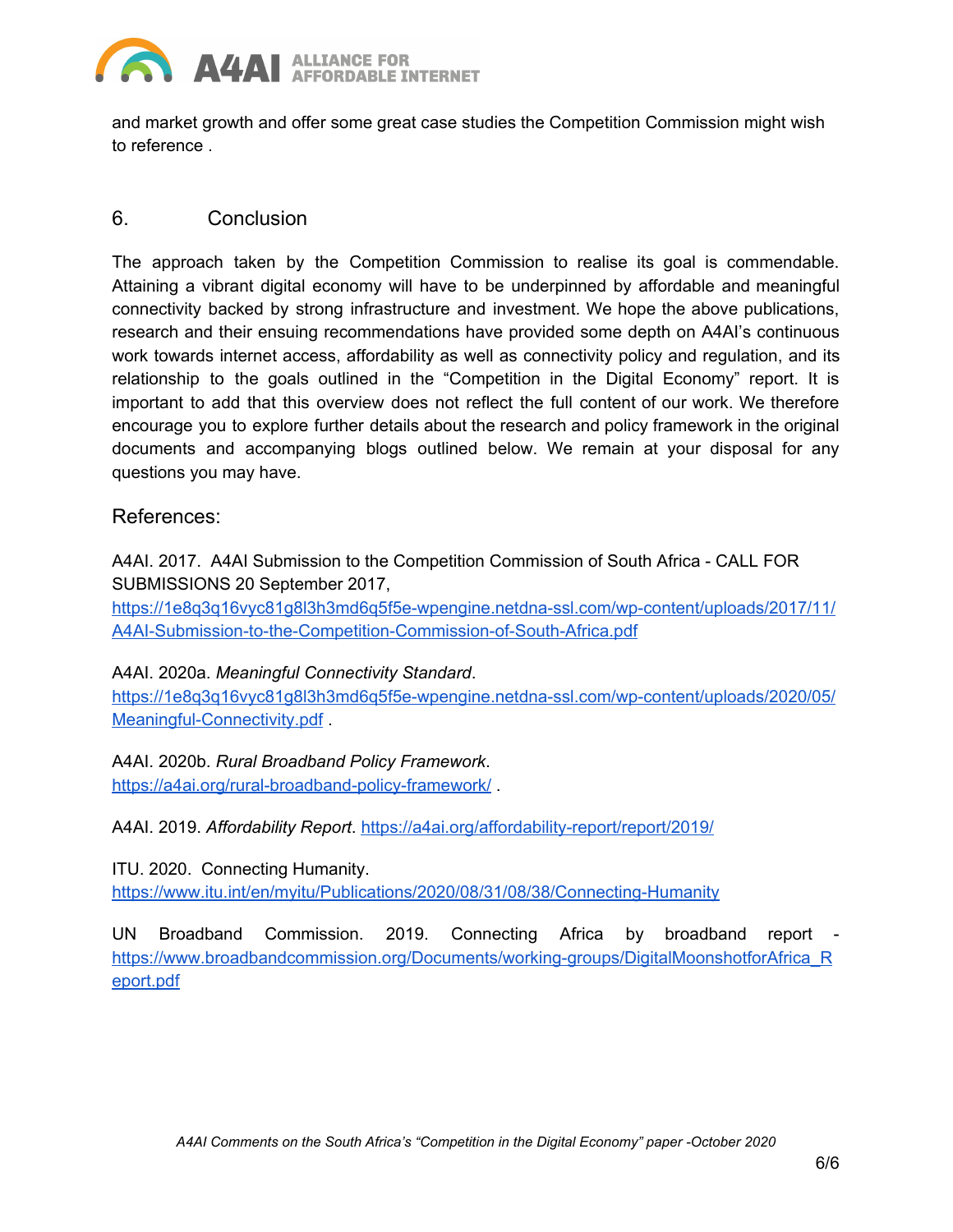and market growth and offer some great case studies the Competition Commission might wish to reference .

## 6. Conclusion

The approach taken by the Competition Commission to realise its goal is commendable. Attaining a vibrant digital economy will have to be underpinned by affordable and meaningful connectivity backed by strong infrastructure and investment. We hope the above publications, research and their ensuing recommendations have provided some depth on A4AI's continuous work towards internet access, affordability as well as connectivity policy and regulation, and its relationship to the goals outlined in the "Competition in the Digital Economy" report. It is important to add that this overview does not reflect the full content of our work. We therefore encourage you to explore further details about the research and policy framework in the original documents and accompanying blogs outlined below. We remain at your disposal for any questions you may have.

## References:

A4AI. 2017. A4AI Submission to the Competition Commission of South Africa - CALL FOR SUBMISSIONS 20 September 2017, https://1e8q3q16vyc81g8l3h3md6q5f5e-wpengine.netdna-ssl.com/wp-content/uploads/2017/11/A4AI-Submission-to-the-Competition-Commission-of-South-Africa.pdf

A4AI. 2020a. *Meaningful Connectivity Standard*. https://1e8q3q16vyc81g8l3h3md6q5f5e-wpengine.netdna-ssl.com/wp-content/uploads/2020/05/Meaningful-Connectivity.pdf .

A4AI. 2020b. *Rural Broadband Policy Framework*. https://a4ai.org/rural-broadband-policy-framework/ .

A4AI. 2019. *Affordability Report*. https://a4ai.org/affordability-report/report/2019/

ITU. 2020. Connecting Humanity. https://www.itu.int/en/myitu/Publications/2020/08/31/08/38/Connecting-Humanity

UN Broadband Commission. 2019. Connecting Africa by broadband report - https://www.broadbandcommission.org/Documents/working-groups/DigitalMoonshotforAfrica_Report.pdf